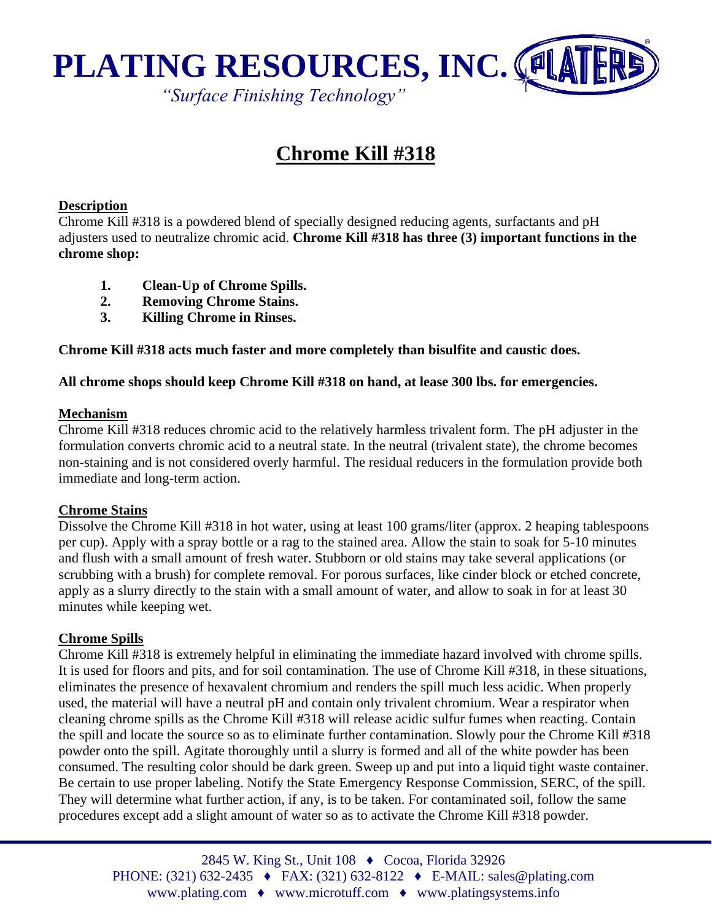# PLATING RESOURCES, INC.

*"Surface Finishing Technology"*

## Chrome Kill #318

**Description**

Chrome Kill #318 is a powdered blend of specially designed reducing agents, surfactants and pH adjusters used to neutralize chromic acid. **Chrome Kill #318 has three (3) important functions in the chrome shop:**

1. **Clean-Up of Chrome Spills.**
2. **Removing Chrome Stains.**
3. **Killing Chrome in Rinses.**

**Chrome Kill #318 acts much faster and more completely than bisulfite and caustic does.**

**All chrome shops should keep Chrome Kill #318 on hand, at lease 300 lbs. for emergencies.**

**Mechanism**

Chrome Kill #318 reduces chromic acid to the relatively harmless trivalent form. The pH adjuster in the formulation converts chromic acid to a neutral state. In the neutral (trivalent state), the chrome becomes non-staining and is not considered overly harmful. The residual reducers in the formulation provide both immediate and long-term action.

**Chrome Stains**

Dissolve the Chrome Kill #318 in hot water, using at least 100 grams/liter (approx. 2 heaping tablespoons per cup). Apply with a spray bottle or a rag to the stained area. Allow the stain to soak for 5-10 minutes and flush with a small amount of fresh water. Stubborn or old stains may take several applications (or scrubbing with a brush) for complete removal. For porous surfaces, like cinder block or etched concrete, apply as a slurry directly to the stain with a small amount of water, and allow to soak in for at least 30 minutes while keeping wet.

**Chrome Spills**

Chrome Kill #318 is extremely helpful in eliminating the immediate hazard involved with chrome spills. It is used for floors and pits, and for soil contamination. The use of Chrome Kill #318, in these situations, eliminates the presence of hexavalent chromium and renders the spill much less acidic. When properly used, the material will have a neutral pH and contain only trivalent chromium. Wear a respirator when cleaning chrome spills as the Chrome Kill #318 will release acidic sulfur fumes when reacting. Contain the spill and locate the source so as to eliminate further contamination. Slowly pour the Chrome Kill #318 powder onto the spill. Agitate thoroughly until a slurry is formed and all of the white powder has been consumed. The resulting color should be dark green. Sweep up and put into a liquid tight waste container. Be certain to use proper labeling. Notify the State Emergency Response Commission, SERC, of the spill. They will determine what further action, if any, is to be taken. For contaminated soil, follow the same procedures except add a slight amount of water so as to activate the Chrome Kill #318 powder.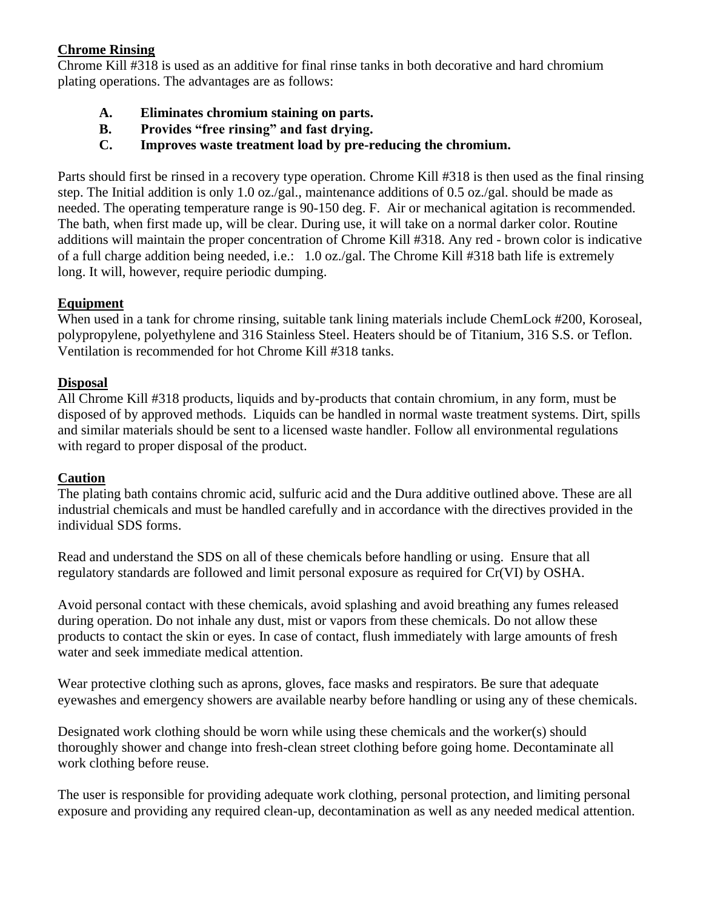**Chrome Rinsing**

Chrome Kill #318 is used as an additive for final rinse tanks in both decorative and hard chromium plating operations. The advantages are as follows:

- **A. Eliminates chromium staining on parts.**
- **B. Provides "free rinsing" and fast drying.**
- **C. Improves waste treatment load by pre-reducing the chromium.**

Parts should first be rinsed in a recovery type operation. Chrome Kill #318 is then used as the final rinsing step. The Initial addition is only 1.0 oz./gal., maintenance additions of 0.5 oz./gal. should be made as needed. The operating temperature range is 90-150 deg. F. Air or mechanical agitation is recommended. The bath, when first made up, will be clear. During use, it will take on a normal darker color. Routine additions will maintain the proper concentration of Chrome Kill #318. Any red - brown color is indicative of a full charge addition being needed, i.e.: 1.0 oz./gal. The Chrome Kill #318 bath life is extremely long. It will, however, require periodic dumping.

**Equipment**

When used in a tank for chrome rinsing, suitable tank lining materials include ChemLock #200, Koroseal, polypropylene, polyethylene and 316 Stainless Steel. Heaters should be of Titanium, 316 S.S. or Teflon. Ventilation is recommended for hot Chrome Kill #318 tanks.

**Disposal**

All Chrome Kill #318 products, liquids and by-products that contain chromium, in any form, must be disposed of by approved methods. Liquids can be handled in normal waste treatment systems. Dirt, spills and similar materials should be sent to a licensed waste handler. Follow all environmental regulations with regard to proper disposal of the product.

**Caution**

The plating bath contains chromic acid, sulfuric acid and the Dura additive outlined above. These are all industrial chemicals and must be handled carefully and in accordance with the directives provided in the individual SDS forms.

Read and understand the SDS on all of these chemicals before handling or using. Ensure that all regulatory standards are followed and limit personal exposure as required for Cr(VI) by OSHA.

Avoid personal contact with these chemicals, avoid splashing and avoid breathing any fumes released during operation. Do not inhale any dust, mist or vapors from these chemicals. Do not allow these products to contact the skin or eyes. In case of contact, flush immediately with large amounts of fresh water and seek immediate medical attention.

Wear protective clothing such as aprons, gloves, face masks and respirators. Be sure that adequate eyewashes and emergency showers are available nearby before handling or using any of these chemicals.

Designated work clothing should be worn while using these chemicals and the worker(s) should thoroughly shower and change into fresh-clean street clothing before going home. Decontaminate all work clothing before reuse.

The user is responsible for providing adequate work clothing, personal protection, and limiting personal exposure and providing any required clean-up, decontamination as well as any needed medical attention.